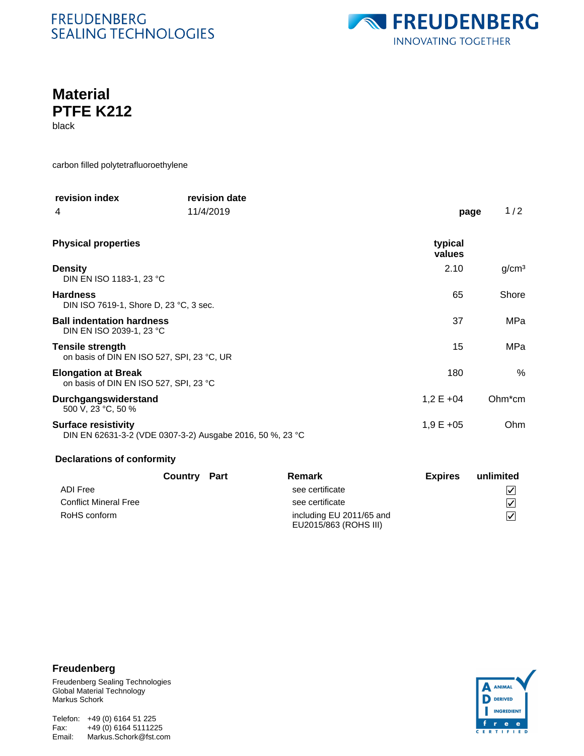FREUDENBERG SEALING TECHNOLOGIES

FREUDENBERG
INNOVATING TOGETHER

# Material
# PTFE K212

black

carbon filled polytetrafluoroethylene

| revision index | revision date |
|---|---|
| 4 | 11/4/2019 |

## Physical properties

| Property | typical values | |
|---|---|---|
| **Density**<br>DIN EN ISO 1183-1, 23 °C | 2.10 | g/cm³ |
| **Hardness**<br>DIN ISO 7619-1, Shore D, 23 °C, 3 sec. | 65 | Shore |
| **Ball indentation hardness**<br>DIN EN ISO 2039-1, 23 °C | 37 | MPa |
| **Tensile strength**<br>on basis of DIN EN ISO 527, SPI, 23 °C, UR | 15 | MPa |
| **Elongation at Break**<br>on basis of DIN EN ISO 527, SPI, 23 °C | 180 | % |
| **Durchgangswiderstand**<br>500 V, 23 °C, 50 % | 1,2 E +04 | Ohm*cm |
| **Surface resistivity**<br>DIN EN 62631-3-2 (VDE 0307-3-2) Ausgabe 2016, 50 %, 23 °C | 1,9 E +05 | Ohm |

## Declarations of conformity

| | Country | Part | Remark | Expires | unlimited |
|---|---|---|---|---|---|
| ADI Free | | | see certificate | | ☑ |
| Conflict Mineral Free | | | see certificate | | ☑ |
| RoHS conform | | | including EU 2011/65 and EU2015/863 (ROHS III) | | ☑ |

**Freudenberg**

Freudenberg Sealing Technologies
Global Material Technology
Markus Schork

Telefon: +49 (0) 6164 51 225
Fax: +49 (0) 6164 5111225
Email: Markus.Schork@fst.com

ANIMAL DERIVED INGREDIENT free CERTIFIED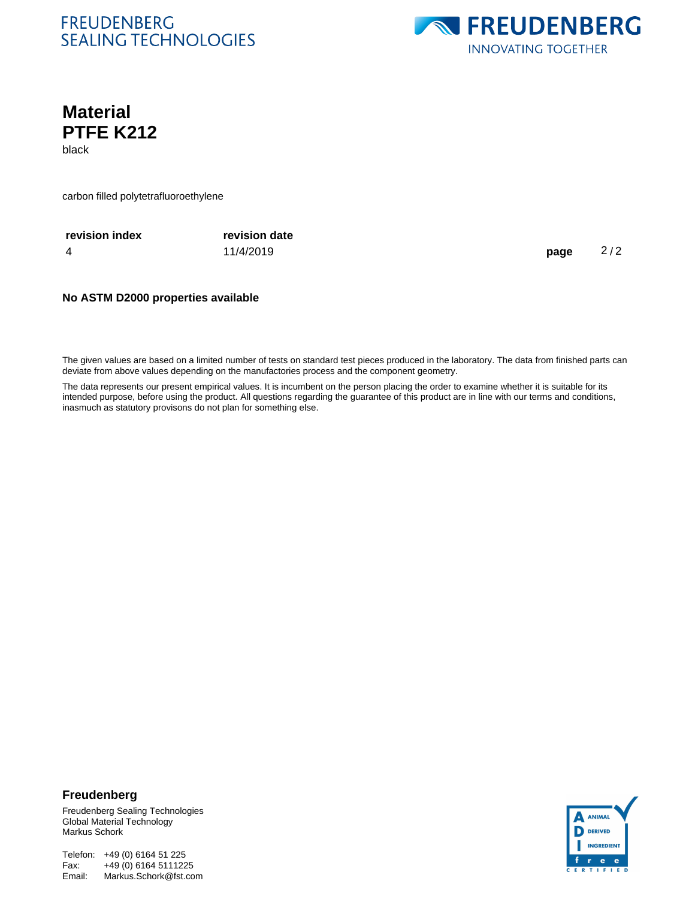# Material
# PTFE K212

black

carbon filled polytetrafluoroethylene

| revision index | revision date |
| --- | --- |
| 4 | 11/4/2019 |

**No ASTM D2000 properties available**

The given values are based on a limited number of tests on standard test pieces produced in the laboratory. The data from finished parts can deviate from above values depending on the manufactories process and the component geometry.

The data represents our present empirical values. It is incumbent on the person placing the order to examine whether it is suitable for its intended purpose, before using the product. All questions regarding the guarantee of this product are in line with our terms and conditions, inasmuch as statutory provisons do not plan for something else.

**Freudenberg**

Freudenberg Sealing Technologies
Global Material Technology
Markus Schork

Telefon: +49 (0) 6164 51 225
Fax: +49 (0) 6164 5111225
Email: Markus.Schork@fst.com